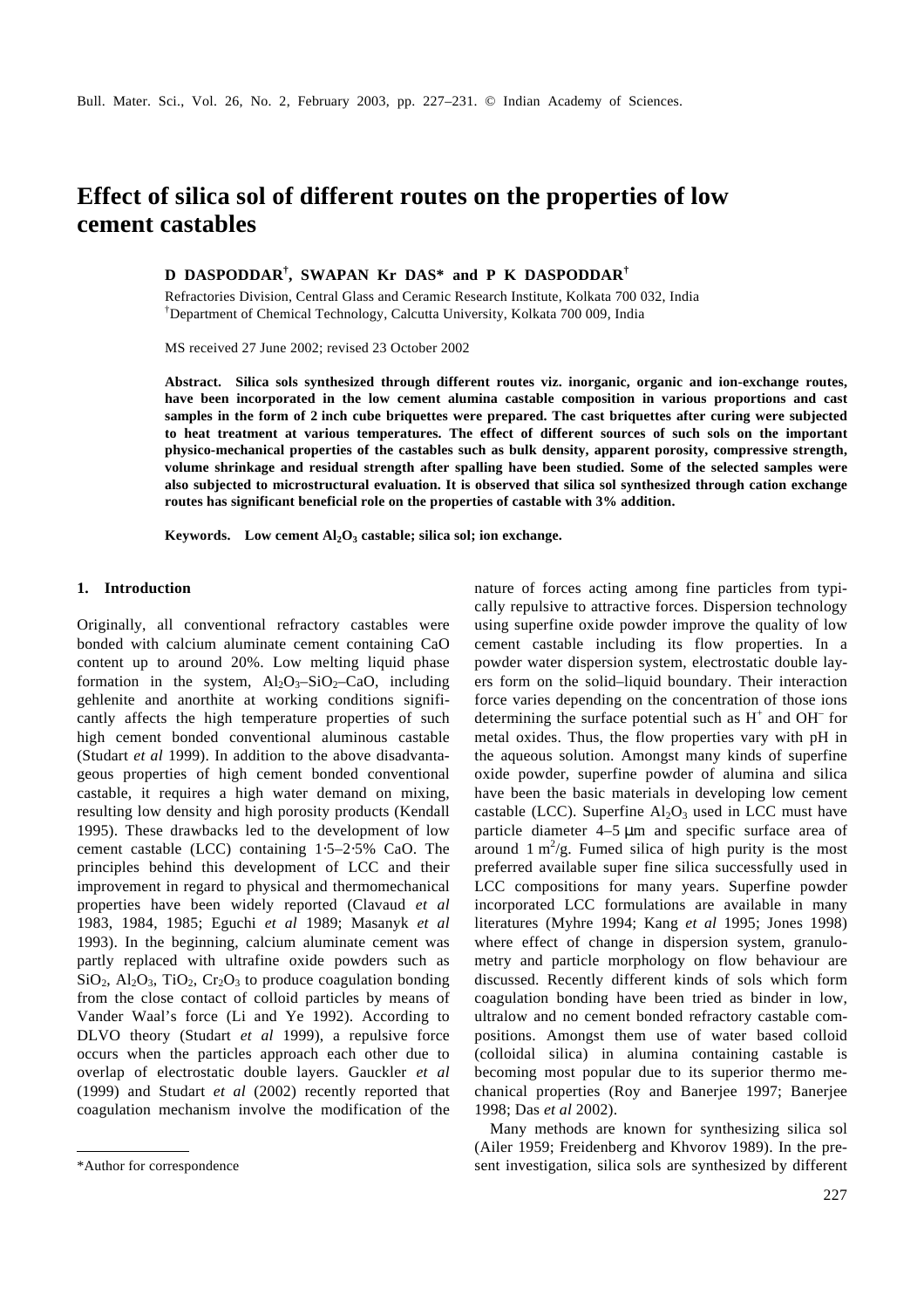# Effect of silica sol of different routes on the properties of low cement castables

**D DASPODDAR[†], SWAPAN Kr DAS* and P K DASPODDAR[†]**

Refractories Division, Central Glass and Ceramic Research Institute, Kolkata 700 032, India
[†]Department of Chemical Technology, Calcutta University, Kolkata 700 009, India

MS received 27 June 2002; revised 23 October 2002

**Abstract. Silica sols synthesized through different routes viz. inorganic, organic and ion-exchange routes, have been incorporated in the low cement alumina castable composition in various proportions and cast samples in the form of 2 inch cube briquettes were prepared. The cast briquettes after curing were subjected to heat treatment at various temperatures. The effect of different sources of such sols on the important physico-mechanical properties of the castables such as bulk density, apparent porosity, compressive strength, volume shrinkage and residual strength after spalling have been studied. Some of the selected samples were also subjected to microstructural evaluation. It is observed that silica sol synthesized through cation exchange routes has significant beneficial role on the properties of castable with 3% addition.**

**Keywords. Low cement $Al_2O_3$ castable; silica sol; ion exchange.**

## 1. Introduction

Originally, all conventional refractory castables were bonded with calcium aluminate cement containing CaO content up to around 20%. Low melting liquid phase formation in the system, $Al_2O_3$–$SiO_2$–CaO, including gehlenite and anorthite at working conditions significantly affects the high temperature properties of such high cement bonded conventional aluminous castable (Studart *et al* 1999). In addition to the above disadvantageous properties of high cement bonded conventional castable, it requires a high water demand on mixing, resulting low density and high porosity products (Kendall 1995). These drawbacks led to the development of low cement castable (LCC) containing 1·5–2·5% CaO. The principles behind this development of LCC and their improvement in regard to physical and thermomechanical properties have been widely reported (Clavaud *et al* 1983, 1984, 1985; Eguchi *et al* 1989; Masanyk *et al* 1993). In the beginning, calcium aluminate cement was partly replaced with ultrafine oxide powders such as $SiO_2$, $Al_2O_3$, $TiO_2$, $Cr_2O_3$ to produce coagulation bonding from the close contact of colloid particles by means of Vander Waal's force (Li and Ye 1992). According to DLVO theory (Studart *et al* 1999), a repulsive force occurs when the particles approach each other due to overlap of electrostatic double layers. Gauckler *et al* (1999) and Studart *et al* (2002) recently reported that coagulation mechanism involve the modification of the nature of forces acting among fine particles from typically repulsive to attractive forces. Dispersion technology using superfine oxide powder improve the quality of low cement castable including its flow properties. In a powder water dispersion system, electrostatic double layers form on the solid–liquid boundary. Their interaction force varies depending on the concentration of those ions determining the surface potential such as $H^+$ and $OH^-$ for metal oxides. Thus, the flow properties vary with pH in the aqueous solution. Amongst many kinds of superfine oxide powder, superfine powder of alumina and silica have been the basic materials in developing low cement castable (LCC). Superfine $Al_2O_3$ used in LCC must have particle diameter 4–5 μm and specific surface area of around 1 $m^2$/g. Fumed silica of high purity is the most preferred available super fine silica successfully used in LCC compositions for many years. Superfine powder incorporated LCC formulations are available in many literatures (Myhre 1994; Kang *et al* 1995; Jones 1998) where effect of change in dispersion system, granulometry and particle morphology on flow behaviour are discussed. Recently different kinds of sols which form coagulation bonding have been tried as binder in low, ultralow and no cement bonded refractory castable compositions. Amongst them use of water based colloid (colloidal silica) in alumina containing castable is becoming most popular due to its superior thermo mechanical properties (Roy and Banerjee 1997; Banerjee 1998; Das *et al* 2002).

Many methods are known for synthesizing silica sol (Ailer 1959; Freidenberg and Khvorov 1989). In the present investigation, silica sols are synthesized by different

*Author for correspondence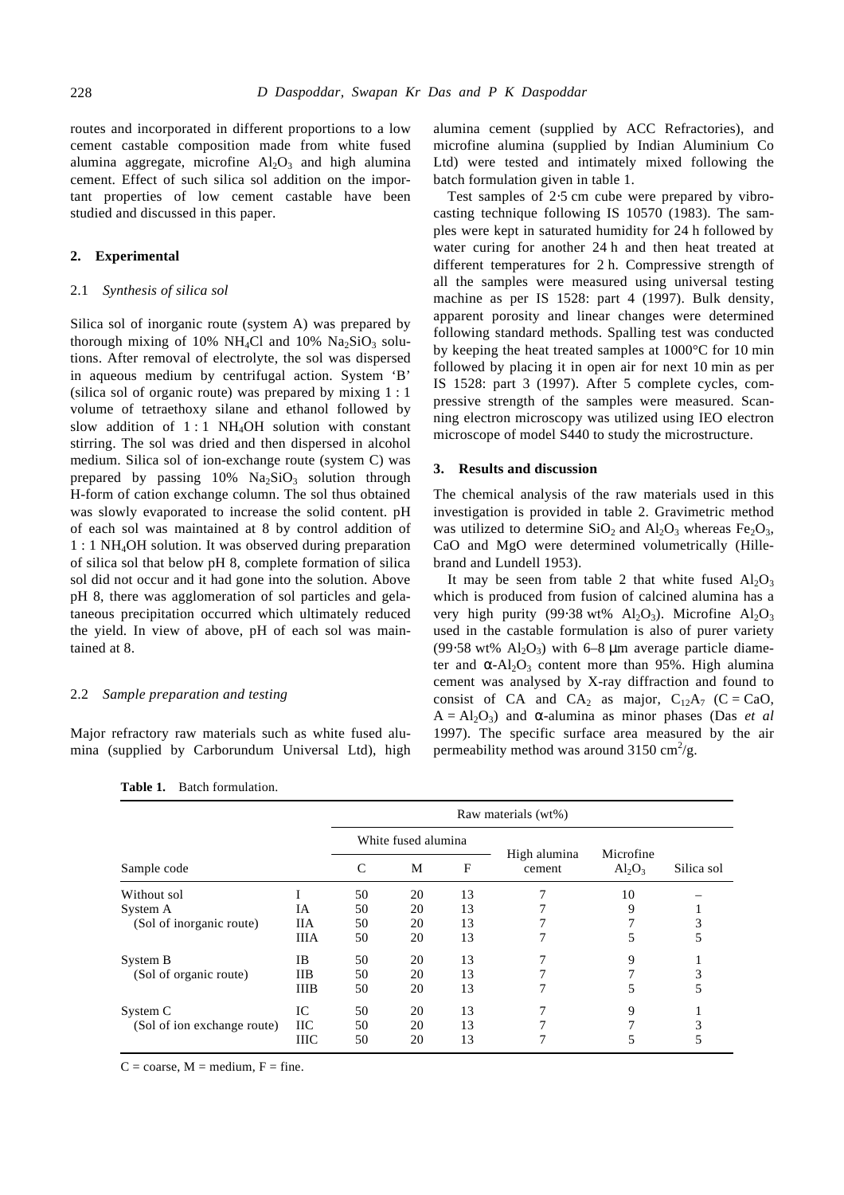routes and incorporated in different proportions to a low cement castable composition made from white fused alumina aggregate, microfine $Al_2O_3$ and high alumina cement. Effect of such silica sol addition on the important properties of low cement castable have been studied and discussed in this paper.

## 2. Experimental

### 2.1 *Synthesis of silica sol*

Silica sol of inorganic route (system A) was prepared by thorough mixing of 10% $NH_4Cl$ and 10% $Na_2SiO_3$ solutions. After removal of electrolyte, the sol was dispersed in aqueous medium by centrifugal action. System 'B' (silica sol of organic route) was prepared by mixing 1 : 1 volume of tetraethoxy silane and ethanol followed by slow addition of 1 : 1 $NH_4OH$ solution with constant stirring. The sol was dried and then dispersed in alcohol medium. Silica sol of ion-exchange route (system C) was prepared by passing 10% $Na_2SiO_3$ solution through H-form of cation exchange column. The sol thus obtained was slowly evaporated to increase the solid content. pH of each sol was maintained at 8 by control addition of 1 : 1 $NH_4OH$ solution. It was observed during preparation of silica sol that below pH 8, complete formation of silica sol did not occur and it had gone into the solution. Above pH 8, there was agglomeration of sol particles and gelataneous precipitation occurred which ultimately reduced the yield. In view of above, pH of each sol was maintained at 8.

### 2.2 *Sample preparation and testing*

Major refractory raw materials such as white fused alumina (supplied by Carborundum Universal Ltd), high alumina cement (supplied by ACC Refractories), and microfine alumina (supplied by Indian Aluminium Co Ltd) were tested and intimately mixed following the batch formulation given in table 1.

Test samples of 2·5 cm cube were prepared by vibrocasting technique following IS 10570 (1983). The samples were kept in saturated humidity for 24 h followed by water curing for another 24 h and then heat treated at different temperatures for 2 h. Compressive strength of all the samples were measured using universal testing machine as per IS 1528: part 4 (1997). Bulk density, apparent porosity and linear changes were determined following standard methods. Spalling test was conducted by keeping the heat treated samples at 1000°C for 10 min followed by placing it in open air for next 10 min as per IS 1528: part 3 (1997). After 5 complete cycles, compressive strength of the samples were measured. Scanning electron microscopy was utilized using IEO electron microscope of model S440 to study the microstructure.

## 3. Results and discussion

The chemical analysis of the raw materials used in this investigation is provided in table 2. Gravimetric method was utilized to determine $SiO_2$ and $Al_2O_3$ whereas $Fe_2O_3$, CaO and MgO were determined volumetrically (Hillebrand and Lundell 1953).

It may be seen from table 2 that white fused $Al_2O_3$ which is produced from fusion of calcined alumina has a very high purity (99·38 wt% $Al_2O_3$). Microfine $Al_2O_3$ used in the castable formulation is also of purer variety (99·58 wt% $Al_2O_3$) with 6–8 μm average particle diameter and $\alpha$-$Al_2O_3$ content more than 95%. High alumina cement was analysed by X-ray diffraction and found to consist of CA and $CA_2$ as major, $C_{12}A_7$ (C = CaO, A = $Al_2O_3$) and $\alpha$-alumina as minor phases (Das *et al* 1997). The specific surface area measured by the air permeability method was around 3150 $cm^2$/g.

**Table 1.** Batch formulation.

| Sample code | | Raw materials (wt%) | | | | | |
|---|---|---|---|---|---|---|---|
| | | White fused alumina | | | High alumina cement | Microfine $Al_2O_3$ | Silica sol |
| | | C | M | F | | | |
| Without sol | I | 50 | 20 | 13 | 7 | 10 | – |
| System A | IA | 50 | 20 | 13 | 7 | 9 | 1 |
| (Sol of inorganic route) | IIA | 50 | 20 | 13 | 7 | 7 | 3 |
| | IIIA | 50 | 20 | 13 | 7 | 5 | 5 |
| System B | IB | 50 | 20 | 13 | 7 | 9 | 1 |
| (Sol of organic route) | IIB | 50 | 20 | 13 | 7 | 7 | 3 |
| | IIIB | 50 | 20 | 13 | 7 | 5 | 5 |
| System C | IC | 50 | 20 | 13 | 7 | 9 | 1 |
| (Sol of ion exchange route) | IIC | 50 | 20 | 13 | 7 | 7 | 3 |
| | IIIC | 50 | 20 | 13 | 7 | 5 | 5 |

C = coarse, M = medium, F = fine.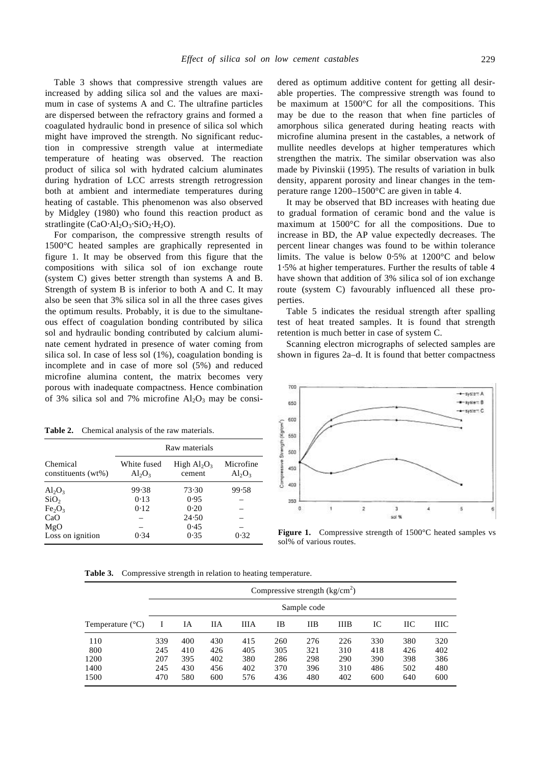Table 3 shows that compressive strength values are increased by adding silica sol and the values are maximum in case of systems A and C. The ultrafine particles are dispersed between the refractory grains and formed a coagulated hydraulic bond in presence of silica sol which might have improved the strength. No significant reduction in compressive strength value at intermediate temperature of heating was observed. The reaction product of silica sol with hydrated calcium aluminates during hydration of LCC arrests strength retrogression both at ambient and intermediate temperatures during heating of castable. This phenomenon was also observed by Midgley (1980) who found this reaction product as stratlingite ($CaO{\cdot}Al_2O_3{\cdot}SiO_2{\cdot}H_2O$).

For comparison, the compressive strength results of 1500°C heated samples are graphically represented in figure 1. It may be observed from this figure that the compositions with silica sol of ion exchange route (system C) gives better strength than systems A and B. Strength of system B is inferior to both A and C. It may also be seen that 3% silica sol in all the three cases gives the optimum results. Probably, it is due to the simultaneous effect of coagulation bonding contributed by silica sol and hydraulic bonding contributed by calcium aluminate cement hydrated in presence of water coming from silica sol. In case of less sol (1%), coagulation bonding is incomplete and in case of more sol (5%) and reduced microfine alumina content, the matrix becomes very porous with inadequate compactness. Hence combination of 3% silica sol and 7% microfine $Al_2O_3$ may be considered as optimum additive content for getting all desirable properties. The compressive strength was found to be maximum at 1500°C for all the compositions. This may be due to the reason that when fine particles of amorphous silica generated during heating reacts with microfine alumina present in the castables, a network of mullite needles develops at higher temperatures which strengthen the matrix. The similar observation was also made by Pivinskii (1995). The results of variation in bulk density, apparent porosity and linear changes in the temperature range 1200–1500°C are given in table 4.

It may be observed that BD increases with heating due to gradual formation of ceramic bond and the value is maximum at 1500°C for all the compositions. Due to increase in BD, the AP value expectedly decreases. The percent linear changes was found to be within tolerance limits. The value is below 0·5% at 1200°C and below 1·5% at higher temperatures. Further the results of table 4 have shown that addition of 3% silica sol of ion exchange route (system C) favourably influenced all these properties.

Table 5 indicates the residual strength after spalling test of heat treated samples. It is found that strength retention is much better in case of system C.

Scanning electron micrographs of selected samples are shown in figures 2a–d. It is found that better compactness

**Table 2.** Chemical analysis of the raw materials.

| Chemical constituents (wt%) | Raw materials | | |
|---|---|---|---|
| | White fused $Al_2O_3$ | High $Al_2O_3$ cement | Microfine $Al_2O_3$ |
| $Al_2O_3$ | 99·38 | 73·30 | 99·58 |
| $SiO_2$ | 0·13 | 0·95 | – |
| $Fe_2O_3$ | 0·12 | 0·20 | – |
| CaO | – | 24·50 | – |
| MgO | – | 0·45 | – |
| Loss on ignition | 0·34 | 0·35 | 0·32 |

**Figure 1.** Compressive strength of 1500°C heated samples vs sol% of various routes.

**Table 3.** Compressive strength in relation to heating temperature.

| Temperature (°C) | Compressive strength (kg/cm$^2$) Sample code | | | | | | | | | |
|---|---|---|---|---|---|---|---|---|---|---|
| | I | IA | IIA | IIIA | IB | IIB | IIIB | IC | IIC | IIIC |
| 110 | 339 | 400 | 430 | 415 | 260 | 276 | 226 | 330 | 380 | 320 |
| 800 | 245 | 410 | 426 | 405 | 305 | 321 | 310 | 418 | 426 | 402 |
| 1200 | 207 | 395 | 402 | 380 | 286 | 298 | 290 | 390 | 398 | 386 |
| 1400 | 245 | 430 | 456 | 402 | 370 | 396 | 310 | 486 | 502 | 480 |
| 1500 | 470 | 580 | 600 | 576 | 436 | 480 | 402 | 600 | 640 | 600 |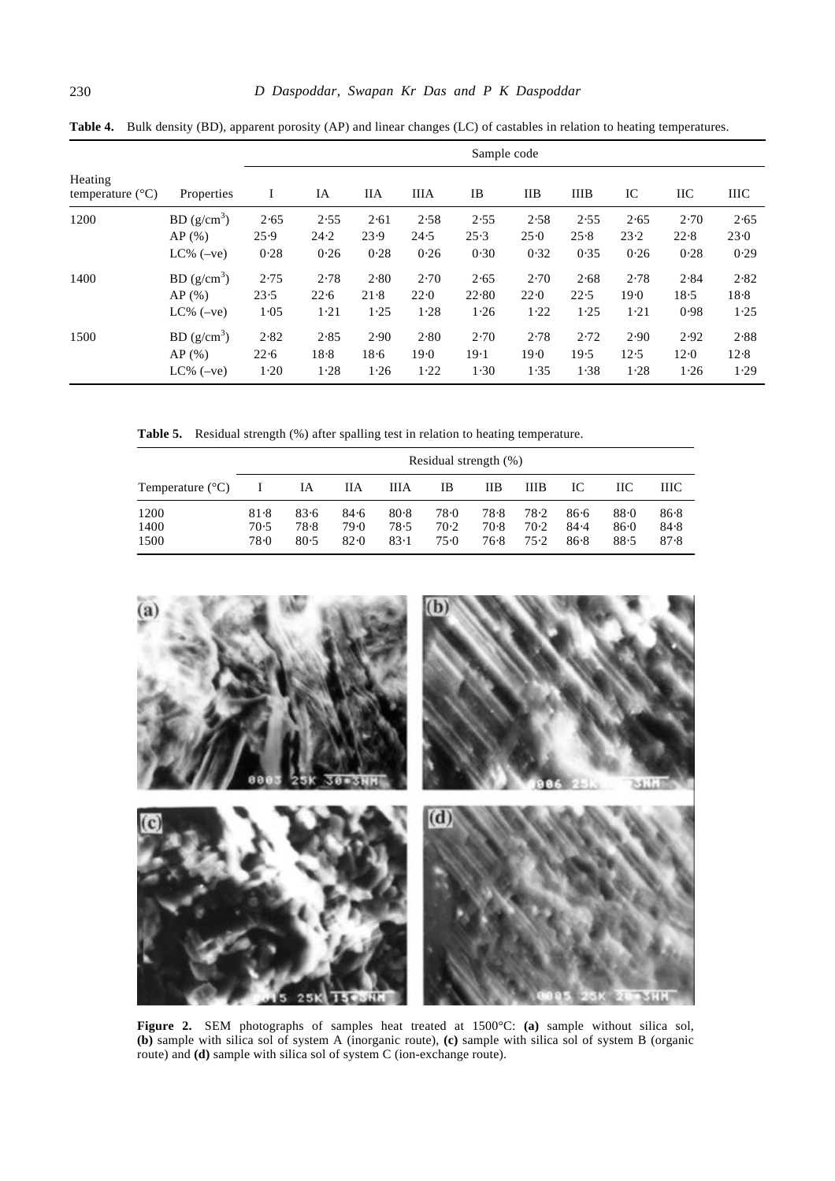**Table 4.** Bulk density (BD), apparent porosity (AP) and linear changes (LC) of castables in relation to heating temperatures.

| Heating temperature (°C) | Properties | Sample code | | | | | | | | | |
|---|---|---|---|---|---|---|---|---|---|---|---|
| | | I | IA | IIA | IIIA | IB | IIB | IIIB | IC | IIC | IIIC |
| 1200 | BD (g/cm$^3$) | 2·65 | 2·55 | 2·61 | 2·58 | 2·55 | 2·58 | 2·55 | 2·65 | 2·70 | 2·65 |
| | AP (%) | 25·9 | 24·2 | 23·9 | 24·5 | 25·3 | 25·0 | 25·8 | 23·2 | 22·8 | 23·0 |
| | LC% (–ve) | 0·28 | 0·26 | 0·28 | 0·26 | 0·30 | 0·32 | 0·35 | 0·26 | 0·28 | 0·29 |
| 1400 | BD (g/cm$^3$) | 2·75 | 2·78 | 2·80 | 2·70 | 2·65 | 2·70 | 2·68 | 2·78 | 2·84 | 2·82 |
| | AP (%) | 23·5 | 22·6 | 21·8 | 22·0 | 22·80 | 22·0 | 22·5 | 19·0 | 18·5 | 18·8 |
| | LC% (–ve) | 1·05 | 1·21 | 1·25 | 1·28 | 1·26 | 1·22 | 1·25 | 1·21 | 0·98 | 1·25 |
| 1500 | BD (g/cm$^3$) | 2·82 | 2·85 | 2·90 | 2·80 | 2·70 | 2·78 | 2·72 | 2·90 | 2·92 | 2·88 |
| | AP (%) | 22·6 | 18·8 | 18·6 | 19·0 | 19·1 | 19·0 | 19·5 | 12·5 | 12·0 | 12·8 |
| | LC% (–ve) | 1·20 | 1·28 | 1·26 | 1·22 | 1·30 | 1·35 | 1·38 | 1·28 | 1·26 | 1·29 |

**Table 5.** Residual strength (%) after spalling test in relation to heating temperature.

| Temperature (°C) | Residual strength (%) | | | | | | | | | |
|---|---|---|---|---|---|---|---|---|---|---|
| | I | IA | IIA | IIIA | IB | IIB | IIIB | IC | IIC | IIIC |
| 1200 | 81·8 | 83·6 | 84·6 | 80·8 | 78·0 | 78·8 | 78·2 | 86·6 | 88·0 | 86·8 |
| 1400 | 70·5 | 78·8 | 79·0 | 78·5 | 70·2 | 70·8 | 70·2 | 84·4 | 86·0 | 84·8 |
| 1500 | 78·0 | 80·5 | 82·0 | 83·1 | 75·0 | 76·8 | 75·2 | 86·8 | 88·5 | 87·8 |

**Figure 2.** SEM photographs of samples heat treated at 1500°C: **(a)** sample without silica sol, **(b)** sample with silica sol of system A (inorganic route), **(c)** sample with silica sol of system B (organic route) and **(d)** sample with silica sol of system C (ion-exchange route).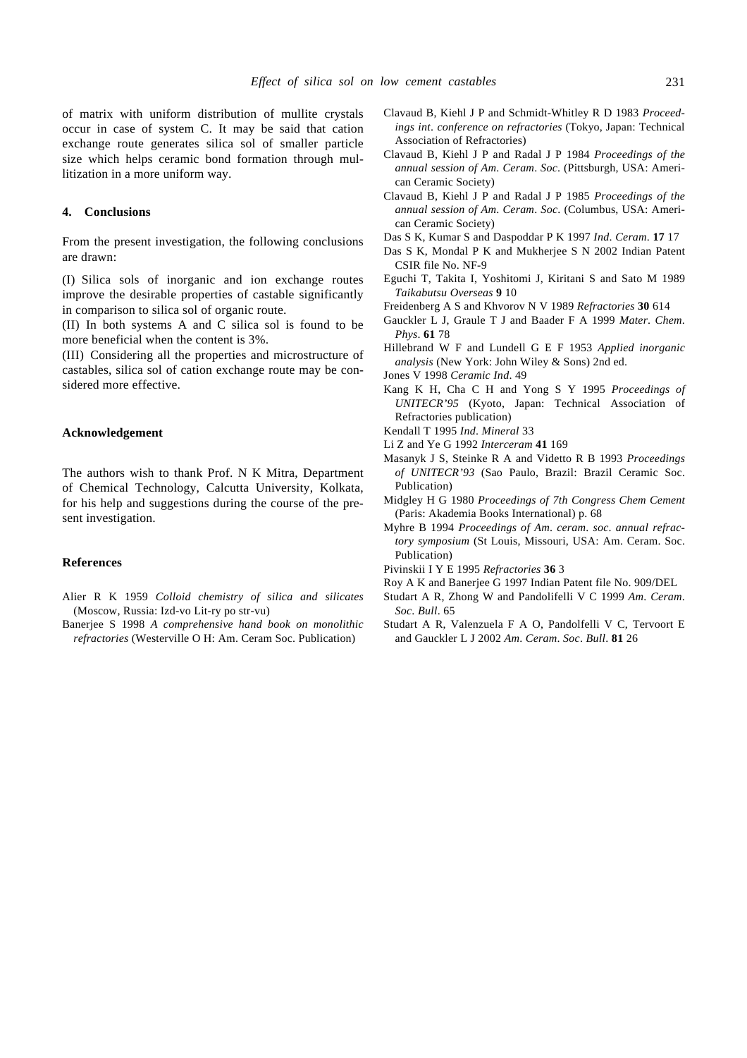of matrix with uniform distribution of mullite crystals occur in case of system C. It may be said that cation exchange route generates silica sol of smaller particle size which helps ceramic bond formation through mullitization in a more uniform way.

## 4. Conclusions

From the present investigation, the following conclusions are drawn:

(I) Silica sols of inorganic and ion exchange routes improve the desirable properties of castable significantly in comparison to silica sol of organic route.
(II) In both systems A and C silica sol is found to be more beneficial when the content is 3%.
(III) Considering all the properties and microstructure of castables, silica sol of cation exchange route may be considered more effective.

## Acknowledgement

The authors wish to thank Prof. N K Mitra, Department of Chemical Technology, Calcutta University, Kolkata, for his help and suggestions during the course of the present investigation.

## References

Alier R K 1959 *Colloid chemistry of silica and silicates* (Moscow, Russia: Izd-vo Lit-ry po str-vu)

Banerjee S 1998 *A comprehensive hand book on monolithic refractories* (Westerville O H: Am. Ceram Soc. Publication)

Clavaud B, Kiehl J P and Schmidt-Whitley R D 1983 *Proceedings int. conference on refractories* (Tokyo, Japan: Technical Association of Refractories)

Clavaud B, Kiehl J P and Radal J P 1984 *Proceedings of the annual session of Am. Ceram. Soc.* (Pittsburgh, USA: American Ceramic Society)

Clavaud B, Kiehl J P and Radal J P 1985 *Proceedings of the annual session of Am. Ceram. Soc.* (Columbus, USA: American Ceramic Society)

Das S K, Kumar S and Daspoddar P K 1997 *Ind. Ceram.* **17** 17

Das S K, Mondal P K and Mukherjee S N 2002 Indian Patent CSIR file No. NF-9

Eguchi T, Takita I, Yoshitomi J, Kiritani S and Sato M 1989 *Taikabutsu Overseas* **9** 10

Freidenberg A S and Khvorov N V 1989 *Refractories* **30** 614

Gauckler L J, Graule T J and Baader F A 1999 *Mater. Chem. Phys.* **61** 78

Hillebrand W F and Lundell G E F 1953 *Applied inorganic analysis* (New York: John Wiley & Sons) 2nd ed.

Jones V 1998 *Ceramic Ind.* 49

Kang K H, Cha C H and Yong S Y 1995 *Proceedings of UNITECR'95* (Kyoto, Japan: Technical Association of Refractories publication)

Kendall T 1995 *Ind. Mineral* 33

Li Z and Ye G 1992 *Interceram* **41** 169

Masanyk J S, Steinke R A and Videtto R B 1993 *Proceedings of UNITECR'93* (Sao Paulo, Brazil: Brazil Ceramic Soc. Publication)

Midgley H G 1980 *Proceedings of 7th Congress Chem Cement* (Paris: Akademia Books International) p. 68

Myhre B 1994 *Proceedings of Am. ceram. soc. annual refractory symposium* (St Louis, Missouri, USA: Am. Ceram. Soc. Publication)

Pivinskii I Y E 1995 *Refractories* **36** 3

Roy A K and Banerjee G 1997 Indian Patent file No. 909/DEL

Studart A R, Zhong W and Pandolifelli V C 1999 *Am. Ceram. Soc. Bull.* 65

Studart A R, Valenzuela F A O, Pandolfelli V C, Tervoort E and Gauckler L J 2002 *Am. Ceram. Soc. Bull.* **81** 26